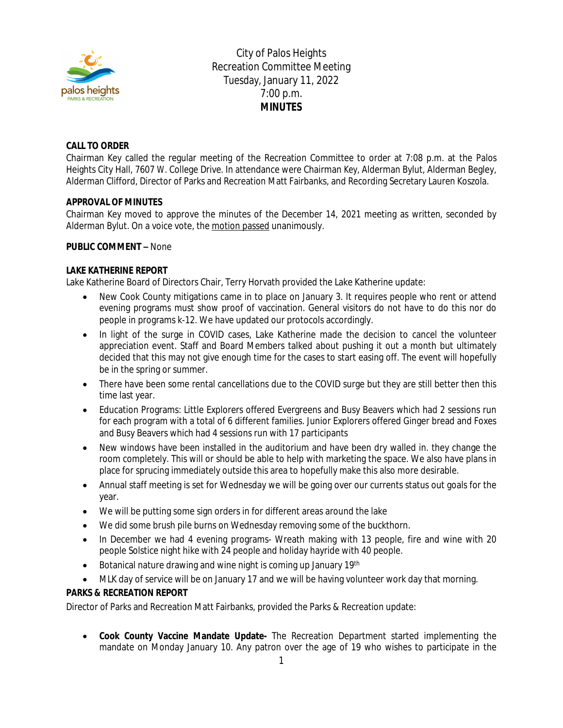City of Palos Heights
Recreation Committee Meeting
Tuesday, January 11, 2022
7:00 p.m.
**MINUTES**

**CALL TO ORDER**

Chairman Key called the regular meeting of the Recreation Committee to order at 7:08 p.m. at the Palos Heights City Hall, 7607 W. College Drive. In attendance were Chairman Key, Alderman Bylut, Alderman Begley, Alderman Clifford, Director of Parks and Recreation Matt Fairbanks, and Recording Secretary Lauren Koszola.

**APPROVAL OF MINUTES**

Chairman Key moved to approve the minutes of the December 14, 2021 meeting as written, seconded by Alderman Bylut. On a voice vote, the motion passed unanimously.

**PUBLIC COMMENT –** None

**LAKE KATHERINE REPORT**

Lake Katherine Board of Directors Chair, Terry Horvath provided the Lake Katherine update:

- New Cook County mitigations came in to place on January 3. It requires people who rent or attend evening programs must show proof of vaccination. General visitors do not have to do this nor do people in programs k-12. We have updated our protocols accordingly.
- In light of the surge in COVID cases, Lake Katherine made the decision to cancel the volunteer appreciation event. Staff and Board Members talked about pushing it out a month but ultimately decided that this may not give enough time for the cases to start easing off. The event will hopefully be in the spring or summer.
- There have been some rental cancellations due to the COVID surge but they are still better then this time last year.
- Education Programs: Little Explorers offered Evergreens and Busy Beavers which had 2 sessions run for each program with a total of 6 different families. Junior Explorers offered Ginger bread and Foxes and Busy Beavers which had 4 sessions run with 17 participants
- New windows have been installed in the auditorium and have been dry walled in. they change the room completely. This will or should be able to help with marketing the space. We also have plans in place for sprucing immediately outside this area to hopefully make this also more desirable.
- Annual staff meeting is set for Wednesday we will be going over our currents status out goals for the year.
- We will be putting some sign orders in for different areas around the lake
- We did some brush pile burns on Wednesday removing some of the buckthorn.
- In December we had 4 evening programs- Wreath making with 13 people, fire and wine with 20 people Solstice night hike with 24 people and holiday hayride with 40 people.
- Botanical nature drawing and wine night is coming up January 19th
- MLK day of service will be on January 17 and we will be having volunteer work day that morning.

**PARKS & RECREATION REPORT**

Director of Parks and Recreation Matt Fairbanks, provided the Parks & Recreation update:

- **Cook County Vaccine Mandate Update-** The Recreation Department started implementing the mandate on Monday January 10. Any patron over the age of 19 who wishes to participate in the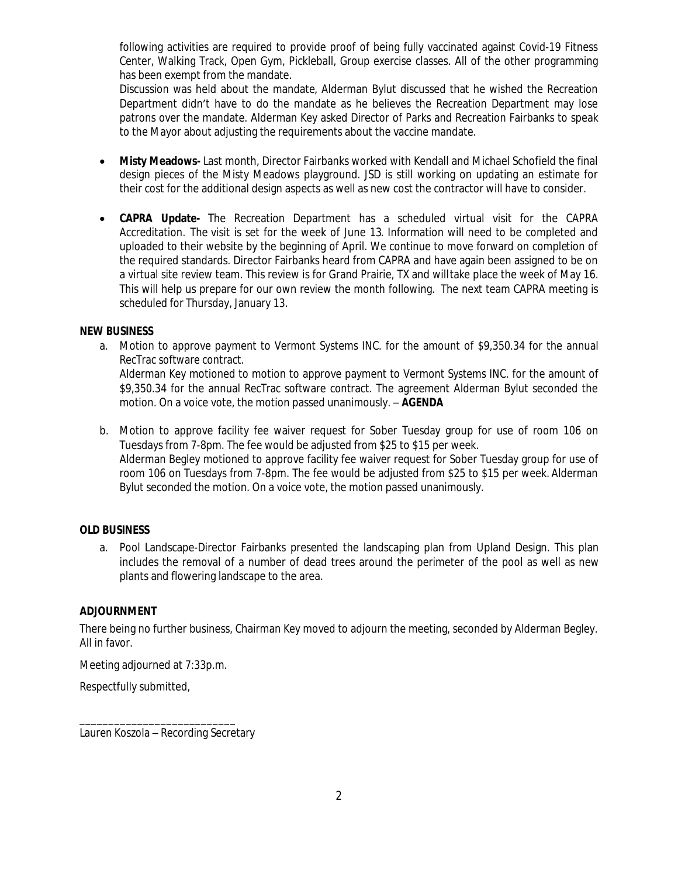following activities are required to provide proof of being fully vaccinated against Covid-19 Fitness Center, Walking Track, Open Gym, Pickleball, Group exercise classes. All of the other programming has been exempt from the mandate.

Discussion was held about the mandate, Alderman Bylut discussed that he wished the Recreation Department didn't have to do the mandate as he believes the Recreation Department may lose patrons over the mandate. Alderman Key asked Director of Parks and Recreation Fairbanks to speak to the Mayor about adjusting the requirements about the vaccine mandate.

- **Misty Meadows-** Last month, Director Fairbanks worked with Kendall and Michael Schofield the final design pieces of the Misty Meadows playground. JSD is still working on updating an estimate for their cost for the additional design aspects as well as new cost the contractor will have to consider.
- **CAPRA Update-** The Recreation Department has a scheduled virtual visit for the CAPRA Accreditation. The visit is set for the week of June 13. Information will need to be completed and uploaded to their website by the beginning of April. We continue to move forward on completion of the required standards. Director Fairbanks heard from CAPRA and have again been assigned to be on a virtual site review team. This review is for Grand Prairie, TX and willtake place the week of May 16. This will help us prepare for our own review the month following. The next team CAPRA meeting is scheduled for Thursday, January 13.

**NEW BUSINESS**

a. Motion to approve payment to Vermont Systems INC. for the amount of $9,350.34 for the annual RecTrac software contract.
   Alderman Key motioned to motion to approve payment to Vermont Systems INC. for the amount of $9,350.34 for the annual RecTrac software contract. The agreement Alderman Bylut seconded the motion. On a voice vote, the motion passed unanimously. – **AGENDA**

b. Motion to approve facility fee waiver request for Sober Tuesday group for use of room 106 on Tuesdays from 7-8pm. The fee would be adjusted from $25 to $15 per week.
   Alderman Begley motioned to approve facility fee waiver request for Sober Tuesday group for use of room 106 on Tuesdays from 7-8pm. The fee would be adjusted from $25 to $15 per week. Alderman Bylut seconded the motion. On a voice vote, the motion passed unanimously.

**OLD BUSINESS**

a. Pool Landscape-Director Fairbanks presented the landscaping plan from Upland Design. This plan includes the removal of a number of dead trees around the perimeter of the pool as well as new plants and flowering landscape to the area.

**ADJOURNMENT**

There being no further business, Chairman Key moved to adjourn the meeting, seconded by Alderman Begley. All in favor.

Meeting adjourned at 7:33p.m.

Respectfully submitted,

____________________________

Lauren Koszola – Recording Secretary